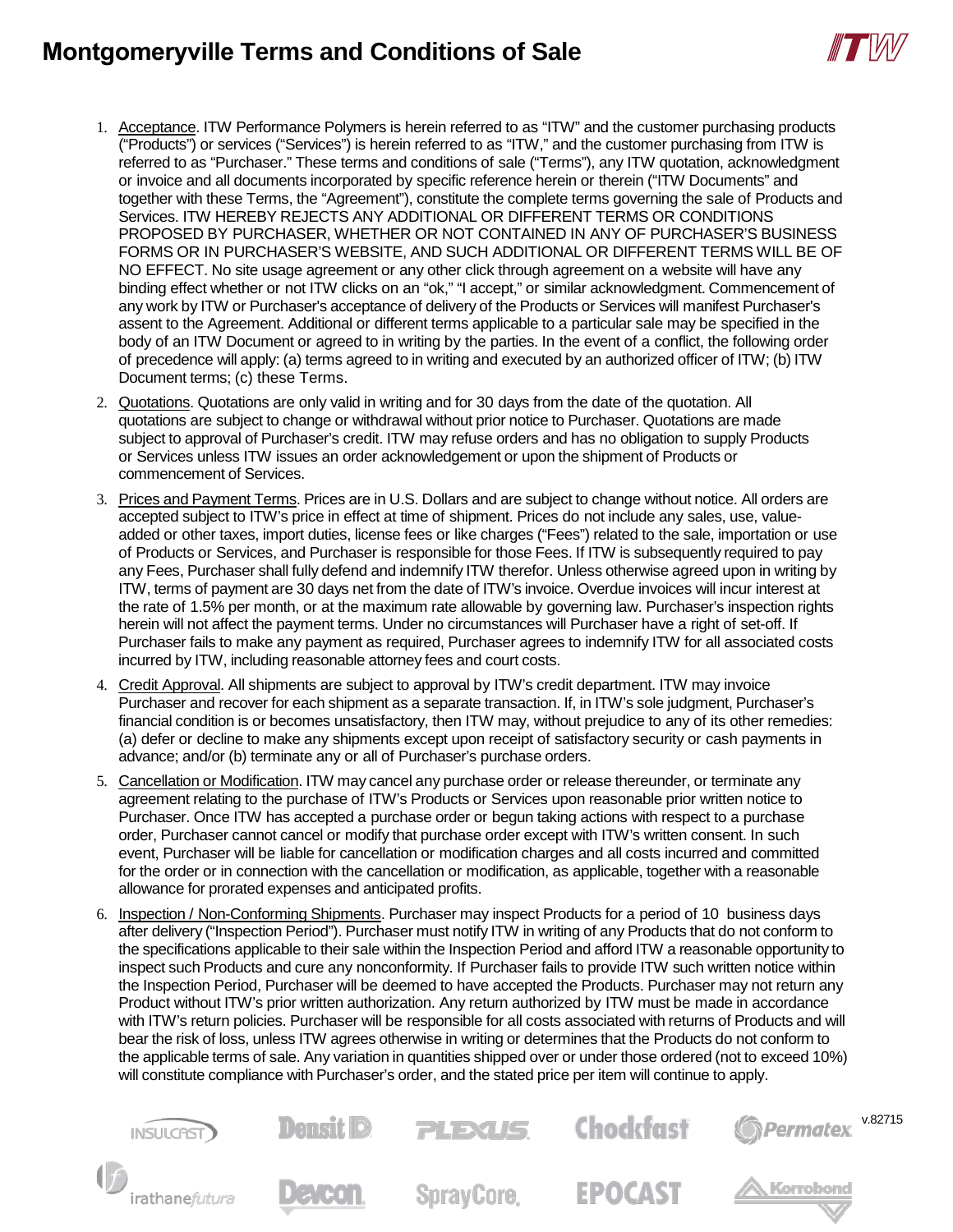# Montgomeryville Terms and Conditions of Sale

1. Acceptance. ITW Performance Polymers is herein referred to as "ITW" and the customer purchasing products ("Products") or services ("Services") is herein referred to as "ITW," and the customer purchasing from ITW is referred to as "Purchaser." These terms and conditions of sale ("Terms"), any ITW quotation, acknowledgment or invoice and all documents incorporated by specific reference herein or therein ("ITW Documents" and together with these Terms, the "Agreement"), constitute the complete terms governing the sale of Products and Services. ITW HEREBY REJECTS ANY ADDITIONAL OR DIFFERENT TERMS OR CONDITIONS PROPOSED BY PURCHASER, WHETHER OR NOT CONTAINED IN ANY OF PURCHASER'S BUSINESS FORMS OR IN PURCHASER'S WEBSITE, AND SUCH ADDITIONAL OR DIFFERENT TERMS WILL BE OF NO EFFECT. No site usage agreement or any other click through agreement on a website will have any binding effect whether or not ITW clicks on an "ok," "I accept," or similar acknowledgment. Commencement of any work by ITW or Purchaser's acceptance of delivery of the Products or Services will manifest Purchaser's assent to the Agreement. Additional or different terms applicable to a particular sale may be specified in the body of an ITW Document or agreed to in writing by the parties. In the event of a conflict, the following order of precedence will apply: (a) terms agreed to in writing and executed by an authorized officer of ITW; (b) ITW Document terms; (c) these Terms.

2. Quotations. Quotations are only valid in writing and for 30 days from the date of the quotation. All quotations are subject to change or withdrawal without prior notice to Purchaser. Quotations are made subject to approval of Purchaser's credit. ITW may refuse orders and has no obligation to supply Products or Services unless ITW issues an order acknowledgement or upon the shipment of Products or commencement of Services.

3. Prices and Payment Terms. Prices are in U.S. Dollars and are subject to change without notice. All orders are accepted subject to ITW's price in effect at time of shipment. Prices do not include any sales, use, value-added or other taxes, import duties, license fees or like charges ("Fees") related to the sale, importation or use of Products or Services, and Purchaser is responsible for those Fees. If ITW is subsequently required to pay any Fees, Purchaser shall fully defend and indemnify ITW therefor. Unless otherwise agreed upon in writing by ITW, terms of payment are 30 days net from the date of ITW's invoice. Overdue invoices will incur interest at the rate of 1.5% per month, or at the maximum rate allowable by governing law. Purchaser's inspection rights herein will not affect the payment terms. Under no circumstances will Purchaser have a right of set-off. If Purchaser fails to make any payment as required, Purchaser agrees to indemnify ITW for all associated costs incurred by ITW, including reasonable attorney fees and court costs.

4. Credit Approval. All shipments are subject to approval by ITW's credit department. ITW may invoice Purchaser and recover for each shipment as a separate transaction. If, in ITW's sole judgment, Purchaser's financial condition is or becomes unsatisfactory, then ITW may, without prejudice to any of its other remedies: (a) defer or decline to make any shipments except upon receipt of satisfactory security or cash payments in advance; and/or (b) terminate any or all of Purchaser's purchase orders.

5. Cancellation or Modification. ITW may cancel any purchase order or release thereunder, or terminate any agreement relating to the purchase of ITW's Products or Services upon reasonable prior written notice to Purchaser. Once ITW has accepted a purchase order or begun taking actions with respect to a purchase order, Purchaser cannot cancel or modify that purchase order except with ITW's written consent. In such event, Purchaser will be liable for cancellation or modification charges and all costs incurred and committed for the order or in connection with the cancellation or modification, as applicable, together with a reasonable allowance for prorated expenses and anticipated profits.

6. Inspection / Non-Conforming Shipments. Purchaser may inspect Products for a period of 10 business days after delivery ("Inspection Period"). Purchaser must notify ITW in writing of any Products that do not conform to the specifications applicable to their sale within the Inspection Period and afford ITW a reasonable opportunity to inspect such Products and cure any nonconformity. If Purchaser fails to provide ITW such written notice within the Inspection Period, Purchaser will be deemed to have accepted the Products. Purchaser may not return any Product without ITW's prior written authorization. Any return authorized by ITW must be made in accordance with ITW's return policies. Purchaser will be responsible for all costs associated with returns of Products and will bear the risk of loss, unless ITW agrees otherwise in writing or determines that the Products do not conform to the applicable terms of sale. Any variation in quantities shipped over or under those ordered (not to exceed 10%) will constitute compliance with Purchaser's order, and the stated price per item will continue to apply.

v.82715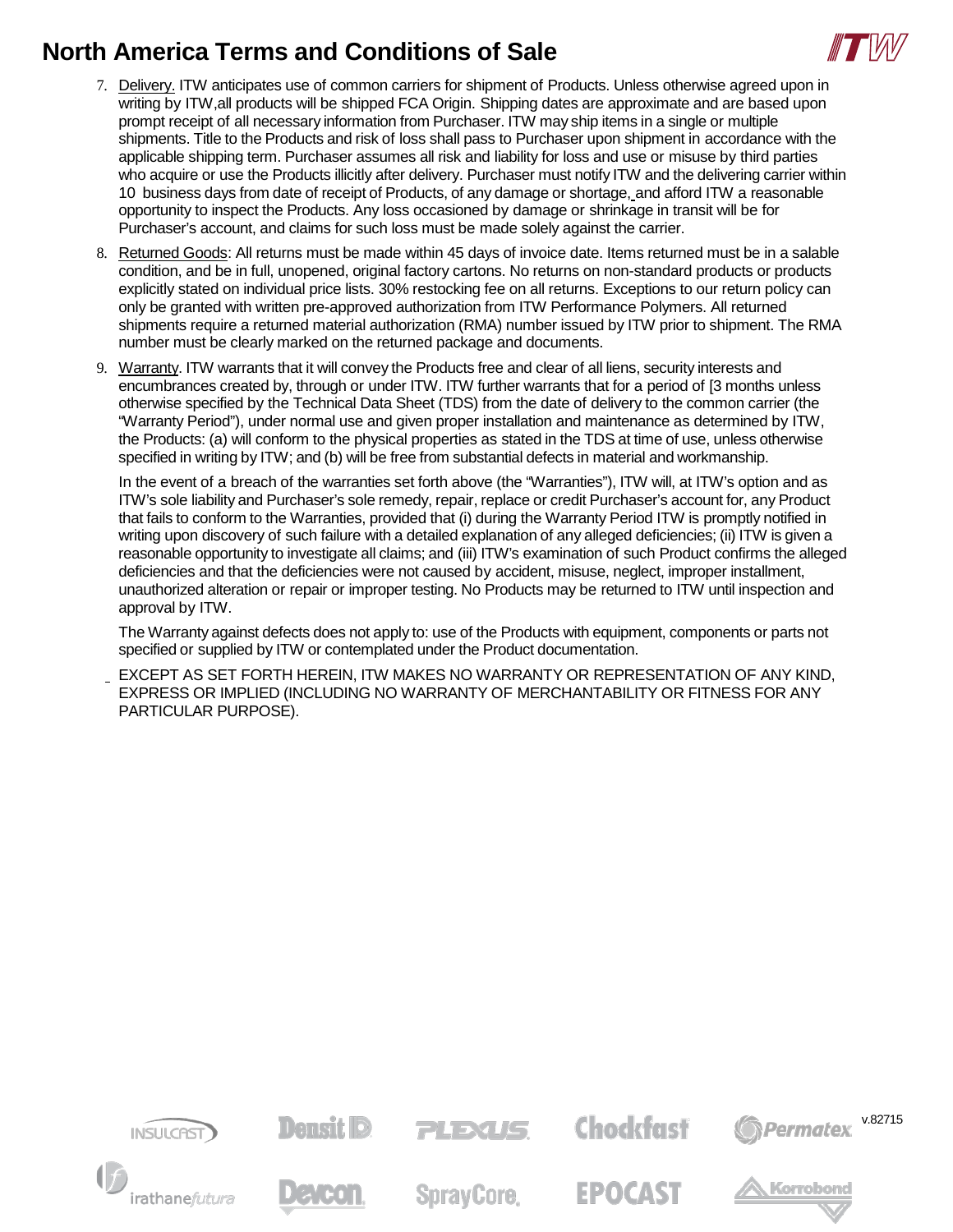7. Delivery. ITW anticipates use of common carriers for shipment of Products. Unless otherwise agreed upon in writing by ITW,all products will be shipped FCA Origin. Shipping dates are approximate and are based upon prompt receipt of all necessary information from Purchaser. ITW may ship items in a single or multiple shipments. Title to the Products and risk of loss shall pass to Purchaser upon shipment in accordance with the applicable shipping term. Purchaser assumes all risk and liability for loss and use or misuse by third parties who acquire or use the Products illicitly after delivery. Purchaser must notify ITW and the delivering carrier within 10 business days from date of receipt of Products, of any damage or shortage, and afford ITW a reasonable opportunity to inspect the Products. Any loss occasioned by damage or shrinkage in transit will be for Purchaser's account, and claims for such loss must be made solely against the carrier.

8. Returned Goods: All returns must be made within 45 days of invoice date. Items returned must be in a salable condition, and be in full, unopened, original factory cartons. No returns on non-standard products or products explicitly stated on individual price lists. 30% restocking fee on all returns. Exceptions to our return policy can only be granted with written pre-approved authorization from ITW Performance Polymers. All returned shipments require a returned material authorization (RMA) number issued by ITW prior to shipment. The RMA number must be clearly marked on the returned package and documents.

9. Warranty. ITW warrants that it will convey the Products free and clear of all liens, security interests and encumbrances created by, through or under ITW. ITW further warrants that for a period of [3 months unless otherwise specified by the Technical Data Sheet (TDS) from the date of delivery to the common carrier (the "Warranty Period"), under normal use and given proper installation and maintenance as determined by ITW, the Products: (a) will conform to the physical properties as stated in the TDS at time of use, unless otherwise specified in writing by ITW; and (b) will be free from substantial defects in material and workmanship.

   In the event of a breach of the warranties set forth above (the "Warranties"), ITW will, at ITW's option and as ITW's sole liability and Purchaser's sole remedy, repair, replace or credit Purchaser's account for, any Product that fails to conform to the Warranties, provided that (i) during the Warranty Period ITW is promptly notified in writing upon discovery of such failure with a detailed explanation of any alleged deficiencies; (ii) ITW is given a reasonable opportunity to investigate all claims; and (iii) ITW's examination of such Product confirms the alleged deficiencies and that the deficiencies were not caused by accident, misuse, neglect, improper installment, unauthorized alteration or repair or improper testing. No Products may be returned to ITW until inspection and approval by ITW.

   The Warranty against defects does not apply to: use of the Products with equipment, components or parts not specified or supplied by ITW or contemplated under the Product documentation.

   EXCEPT AS SET FORTH HEREIN, ITW MAKES NO WARRANTY OR REPRESENTATION OF ANY KIND, EXPRESS OR IMPLIED (INCLUDING NO WARRANTY OF MERCHANTABILITY OR FITNESS FOR ANY PARTICULAR PURPOSE).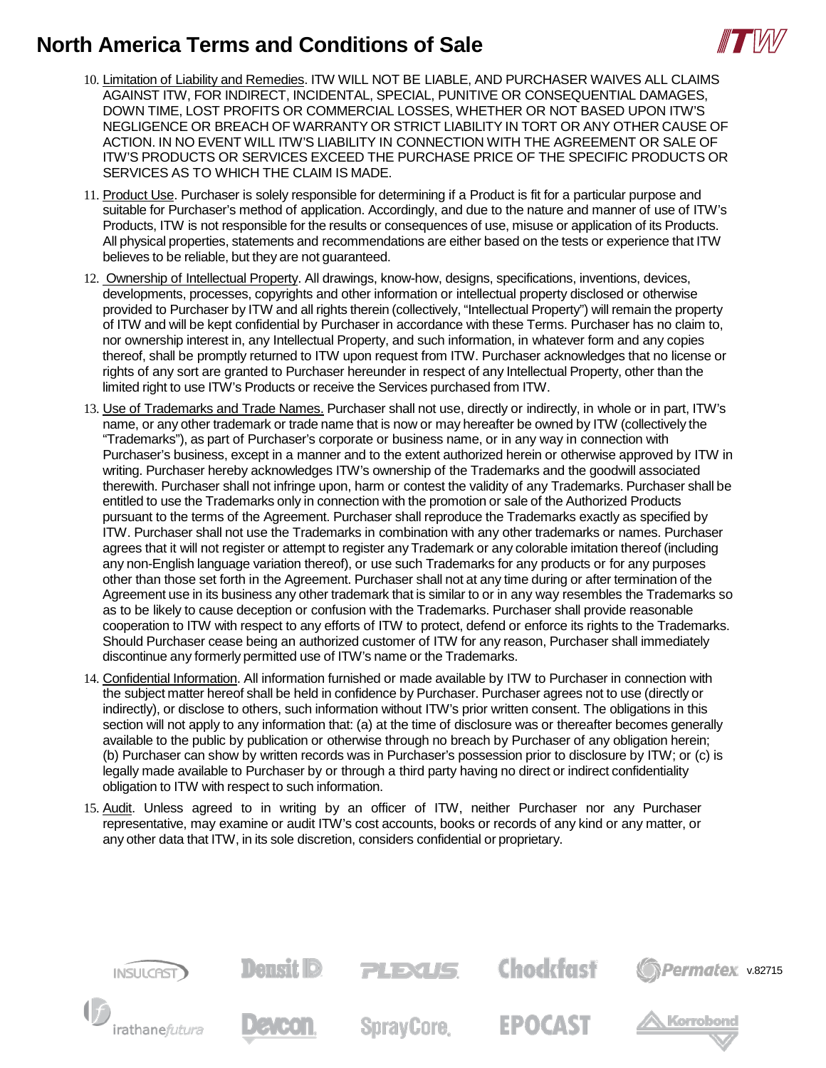10. Limitation of Liability and Remedies. ITW WILL NOT BE LIABLE, AND PURCHASER WAIVES ALL CLAIMS AGAINST ITW, FOR INDIRECT, INCIDENTAL, SPECIAL, PUNITIVE OR CONSEQUENTIAL DAMAGES, DOWN TIME, LOST PROFITS OR COMMERCIAL LOSSES, WHETHER OR NOT BASED UPON ITW'S NEGLIGENCE OR BREACH OF WARRANTY OR STRICT LIABILITY IN TORT OR ANY OTHER CAUSE OF ACTION. IN NO EVENT WILL ITW'S LIABILITY IN CONNECTION WITH THE AGREEMENT OR SALE OF ITW'S PRODUCTS OR SERVICES EXCEED THE PURCHASE PRICE OF THE SPECIFIC PRODUCTS OR SERVICES AS TO WHICH THE CLAIM IS MADE.

11. Product Use. Purchaser is solely responsible for determining if a Product is fit for a particular purpose and suitable for Purchaser's method of application. Accordingly, and due to the nature and manner of use of ITW's Products, ITW is not responsible for the results or consequences of use, misuse or application of its Products. All physical properties, statements and recommendations are either based on the tests or experience that ITW believes to be reliable, but they are not guaranteed.

12. Ownership of Intellectual Property. All drawings, know-how, designs, specifications, inventions, devices, developments, processes, copyrights and other information or intellectual property disclosed or otherwise provided to Purchaser by ITW and all rights therein (collectively, "Intellectual Property") will remain the property of ITW and will be kept confidential by Purchaser in accordance with these Terms. Purchaser has no claim to, nor ownership interest in, any Intellectual Property, and such information, in whatever form and any copies thereof, shall be promptly returned to ITW upon request from ITW. Purchaser acknowledges that no license or rights of any sort are granted to Purchaser hereunder in respect of any Intellectual Property, other than the limited right to use ITW's Products or receive the Services purchased from ITW.

13. Use of Trademarks and Trade Names. Purchaser shall not use, directly or indirectly, in whole or in part, ITW's name, or any other trademark or trade name that is now or may hereafter be owned by ITW (collectively the "Trademarks"), as part of Purchaser's corporate or business name, or in any way in connection with Purchaser's business, except in a manner and to the extent authorized herein or otherwise approved by ITW in writing. Purchaser hereby acknowledges ITW's ownership of the Trademarks and the goodwill associated therewith. Purchaser shall not infringe upon, harm or contest the validity of any Trademarks. Purchaser shall be entitled to use the Trademarks only in connection with the promotion or sale of the Authorized Products pursuant to the terms of the Agreement. Purchaser shall reproduce the Trademarks exactly as specified by ITW. Purchaser shall not use the Trademarks in combination with any other trademarks or names. Purchaser agrees that it will not register or attempt to register any Trademark or any colorable imitation thereof (including any non-English language variation thereof), or use such Trademarks for any products or for any purposes other than those set forth in the Agreement. Purchaser shall not at any time during or after termination of the Agreement use in its business any other trademark that is similar to or in any way resembles the Trademarks so as to be likely to cause deception or confusion with the Trademarks. Purchaser shall provide reasonable cooperation to ITW with respect to any efforts of ITW to protect, defend or enforce its rights to the Trademarks. Should Purchaser cease being an authorized customer of ITW for any reason, Purchaser shall immediately discontinue any formerly permitted use of ITW's name or the Trademarks.

14. Confidential Information. All information furnished or made available by ITW to Purchaser in connection with the subject matter hereof shall be held in confidence by Purchaser. Purchaser agrees not to use (directly or indirectly), or disclose to others, such information without ITW's prior written consent. The obligations in this section will not apply to any information that: (a) at the time of disclosure was or thereafter becomes generally available to the public by publication or otherwise through no breach by Purchaser of any obligation herein; (b) Purchaser can show by written records was in Purchaser's possession prior to disclosure by ITW; or (c) is legally made available to Purchaser by or through a third party having no direct or indirect confidentiality obligation to ITW with respect to such information.

15. Audit. Unless agreed to in writing by an officer of ITW, neither Purchaser nor any Purchaser representative, may examine or audit ITW's cost accounts, books or records of any kind or any matter, or any other data that ITW, in its sole discretion, considers confidential or proprietary.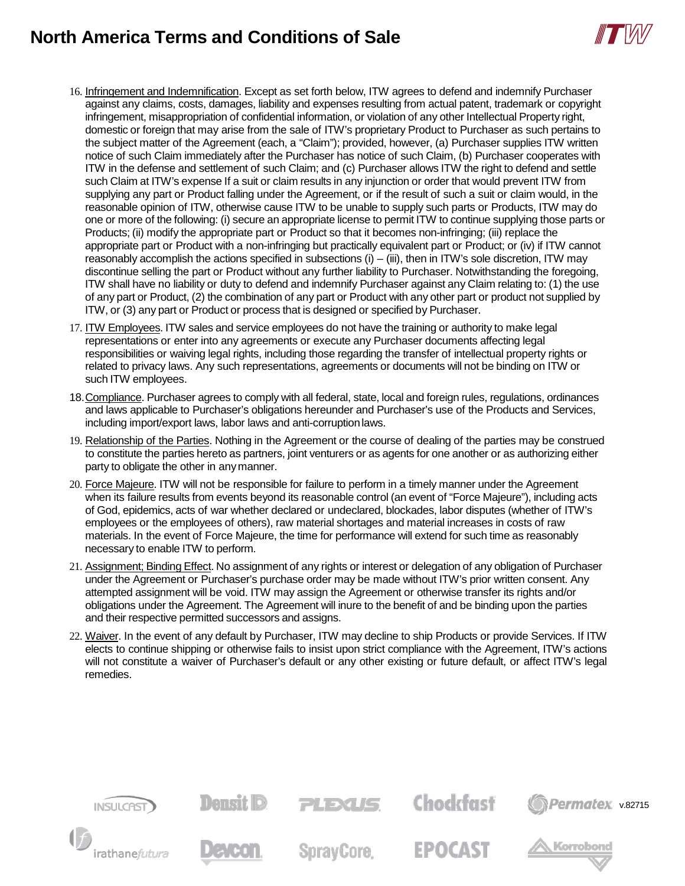16. Infringement and Indemnification. Except as set forth below, ITW agrees to defend and indemnify Purchaser against any claims, costs, damages, liability and expenses resulting from actual patent, trademark or copyright infringement, misappropriation of confidential information, or violation of any other Intellectual Property right, domestic or foreign that may arise from the sale of ITW's proprietary Product to Purchaser as such pertains to the subject matter of the Agreement (each, a "Claim"); provided, however, (a) Purchaser supplies ITW written notice of such Claim immediately after the Purchaser has notice of such Claim, (b) Purchaser cooperates with ITW in the defense and settlement of such Claim; and (c) Purchaser allows ITW the right to defend and settle such Claim at ITW's expense If a suit or claim results in any injunction or order that would prevent ITW from supplying any part or Product falling under the Agreement, or if the result of such a suit or claim would, in the reasonable opinion of ITW, otherwise cause ITW to be unable to supply such parts or Products, ITW may do one or more of the following: (i) secure an appropriate license to permit ITW to continue supplying those parts or Products; (ii) modify the appropriate part or Product so that it becomes non-infringing; (iii) replace the appropriate part or Product with a non-infringing but practically equivalent part or Product; or (iv) if ITW cannot reasonably accomplish the actions specified in subsections (i) – (iii), then in ITW's sole discretion, ITW may discontinue selling the part or Product without any further liability to Purchaser. Notwithstanding the foregoing, ITW shall have no liability or duty to defend and indemnify Purchaser against any Claim relating to: (1) the use of any part or Product, (2) the combination of any part or Product with any other part or product not supplied by ITW, or (3) any part or Product or process that is designed or specified by Purchaser.
17. ITW Employees. ITW sales and service employees do not have the training or authority to make legal representations or enter into any agreements or execute any Purchaser documents affecting legal responsibilities or waiving legal rights, including those regarding the transfer of intellectual property rights or related to privacy laws. Any such representations, agreements or documents will not be binding on ITW or such ITW employees.
18. Compliance. Purchaser agrees to comply with all federal, state, local and foreign rules, regulations, ordinances and laws applicable to Purchaser's obligations hereunder and Purchaser's use of the Products and Services, including import/export laws, labor laws and anti-corruption laws.
19. Relationship of the Parties. Nothing in the Agreement or the course of dealing of the parties may be construed to constitute the parties hereto as partners, joint venturers or as agents for one another or as authorizing either party to obligate the other in any manner.
20. Force Majeure. ITW will not be responsible for failure to perform in a timely manner under the Agreement when its failure results from events beyond its reasonable control (an event of "Force Majeure"), including acts of God, epidemics, acts of war whether declared or undeclared, blockades, labor disputes (whether of ITW's employees or the employees of others), raw material shortages and material increases in costs of raw materials. In the event of Force Majeure, the time for performance will extend for such time as reasonably necessary to enable ITW to perform.
21. Assignment; Binding Effect. No assignment of any rights or interest or delegation of any obligation of Purchaser under the Agreement or Purchaser's purchase order may be made without ITW's prior written consent. Any attempted assignment will be void. ITW may assign the Agreement or otherwise transfer its rights and/or obligations under the Agreement. The Agreement will inure to the benefit of and be binding upon the parties and their respective permitted successors and assigns.
22. Waiver. In the event of any default by Purchaser, ITW may decline to ship Products or provide Services. If ITW elects to continue shipping or otherwise fails to insist upon strict compliance with the Agreement, ITW's actions will not constitute a waiver of Purchaser's default or any other existing or future default, or affect ITW's legal remedies.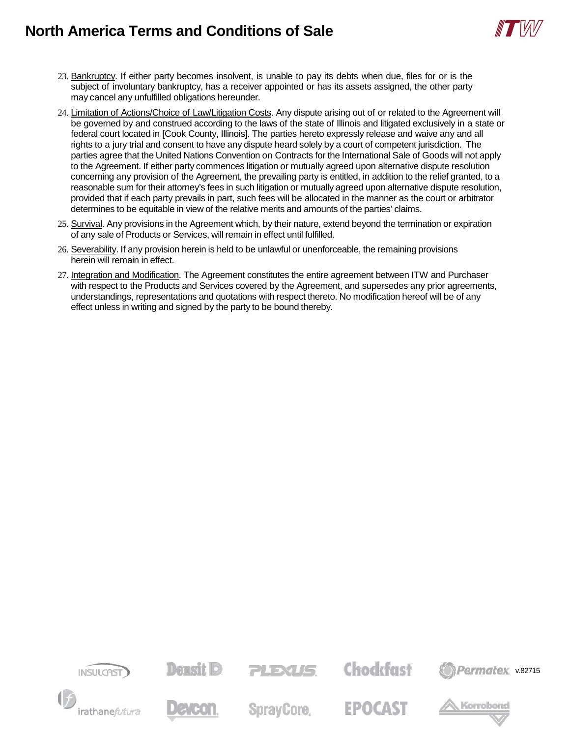23. Bankruptcy. If either party becomes insolvent, is unable to pay its debts when due, files for or is the subject of involuntary bankruptcy, has a receiver appointed or has its assets assigned, the other party may cancel any unfulfilled obligations hereunder.
24. Limitation of Actions/Choice of Law/Litigation Costs. Any dispute arising out of or related to the Agreement will be governed by and construed according to the laws of the state of Illinois and litigated exclusively in a state or federal court located in [Cook County, Illinois]. The parties hereto expressly release and waive any and all rights to a jury trial and consent to have any dispute heard solely by a court of competent jurisdiction. The parties agree that the United Nations Convention on Contracts for the International Sale of Goods will not apply to the Agreement. If either party commences litigation or mutually agreed upon alternative dispute resolution concerning any provision of the Agreement, the prevailing party is entitled, in addition to the relief granted, to a reasonable sum for their attorney's fees in such litigation or mutually agreed upon alternative dispute resolution, provided that if each party prevails in part, such fees will be allocated in the manner as the court or arbitrator determines to be equitable in view of the relative merits and amounts of the parties' claims.
25. Survival. Any provisions in the Agreement which, by their nature, extend beyond the termination or expiration of any sale of Products or Services, will remain in effect until fulfilled.
26. Severability. If any provision herein is held to be unlawful or unenforceable, the remaining provisions herein will remain in effect.
27. Integration and Modification. The Agreement constitutes the entire agreement between ITW and Purchaser with respect to the Products and Services covered by the Agreement, and supersedes any prior agreements, understandings, representations and quotations with respect thereto. No modification hereof will be of any effect unless in writing and signed by the party to be bound thereby.

v.82715